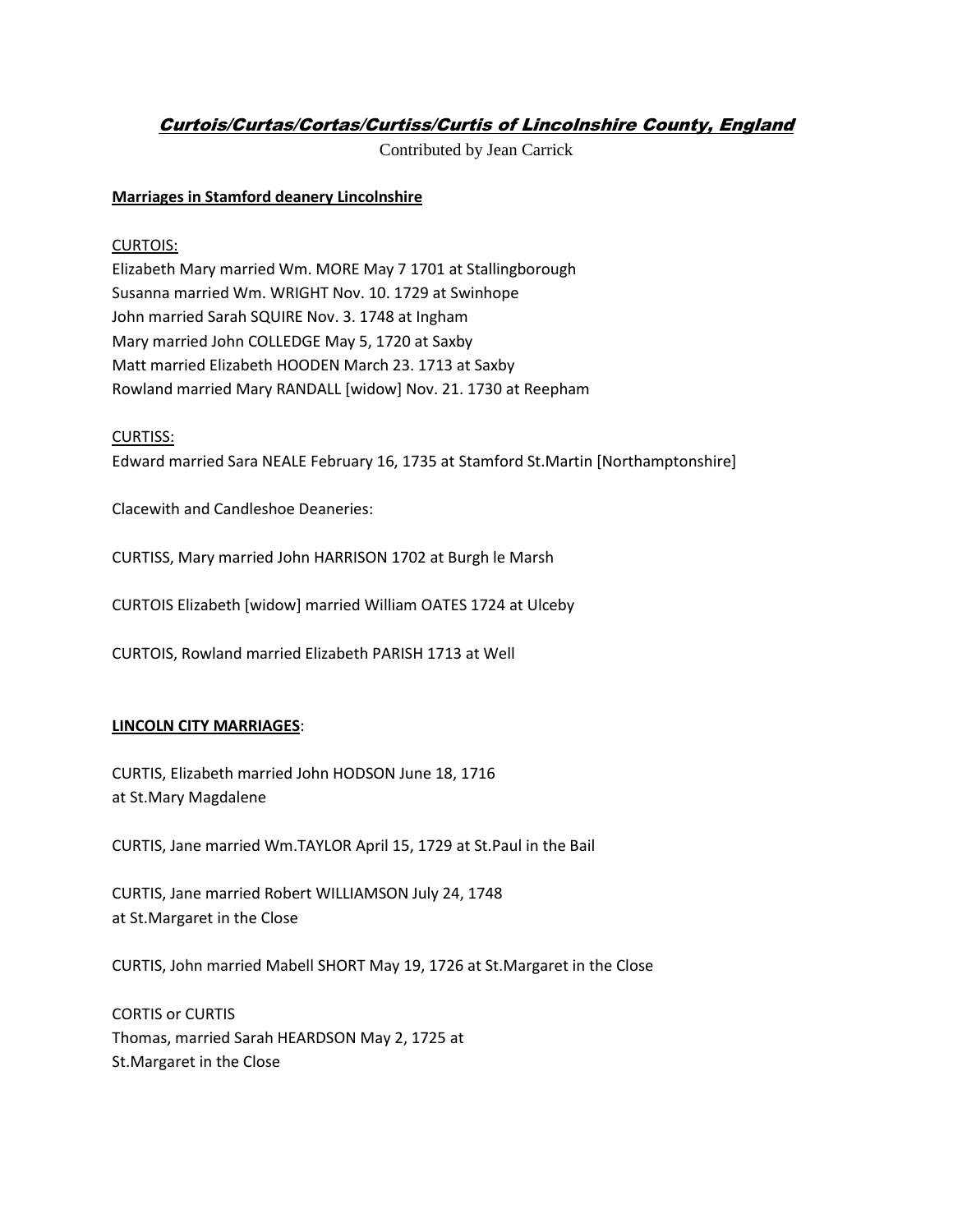# *Curtois/Curtas/Cortas/Curtiss/Curtis of Lincolnshire County, England*

Contributed by Jean Carrick

**Marriages in Stamford deanery Lincolnshire**

CURTOIS:
Elizabeth Mary married Wm. MORE May 7 1701 at Stallingborough
Susanna married Wm. WRIGHT Nov. 10. 1729 at Swinhope
John married Sarah SQUIRE Nov. 3. 1748 at Ingham
Mary married John COLLEDGE May 5, 1720 at Saxby
Matt married Elizabeth HOODEN March 23. 1713 at Saxby
Rowland married Mary RANDALL [widow] Nov. 21. 1730 at Reepham

CURTISS:
Edward married Sara NEALE February 16, 1735 at Stamford St.Martin [Northamptonshire]

Clacewith and Candleshoe Deaneries:

CURTISS, Mary married John HARRISON 1702 at Burgh le Marsh

CURTOIS Elizabeth [widow] married William OATES 1724 at Ulceby

CURTOIS, Rowland married Elizabeth PARISH 1713 at Well

**LINCOLN CITY MARRIAGES**:

CURTIS, Elizabeth married John HODSON June 18, 1716
at St.Mary Magdalene

CURTIS, Jane married Wm.TAYLOR April 15, 1729 at St.Paul in the Bail

CURTIS, Jane married Robert WILLIAMSON July 24, 1748
at St.Margaret in the Close

CURTIS, John married Mabell SHORT May 19, 1726 at St.Margaret in the Close

CORTIS or CURTIS
Thomas, married Sarah HEARDSON May 2, 1725 at
St.Margaret in the Close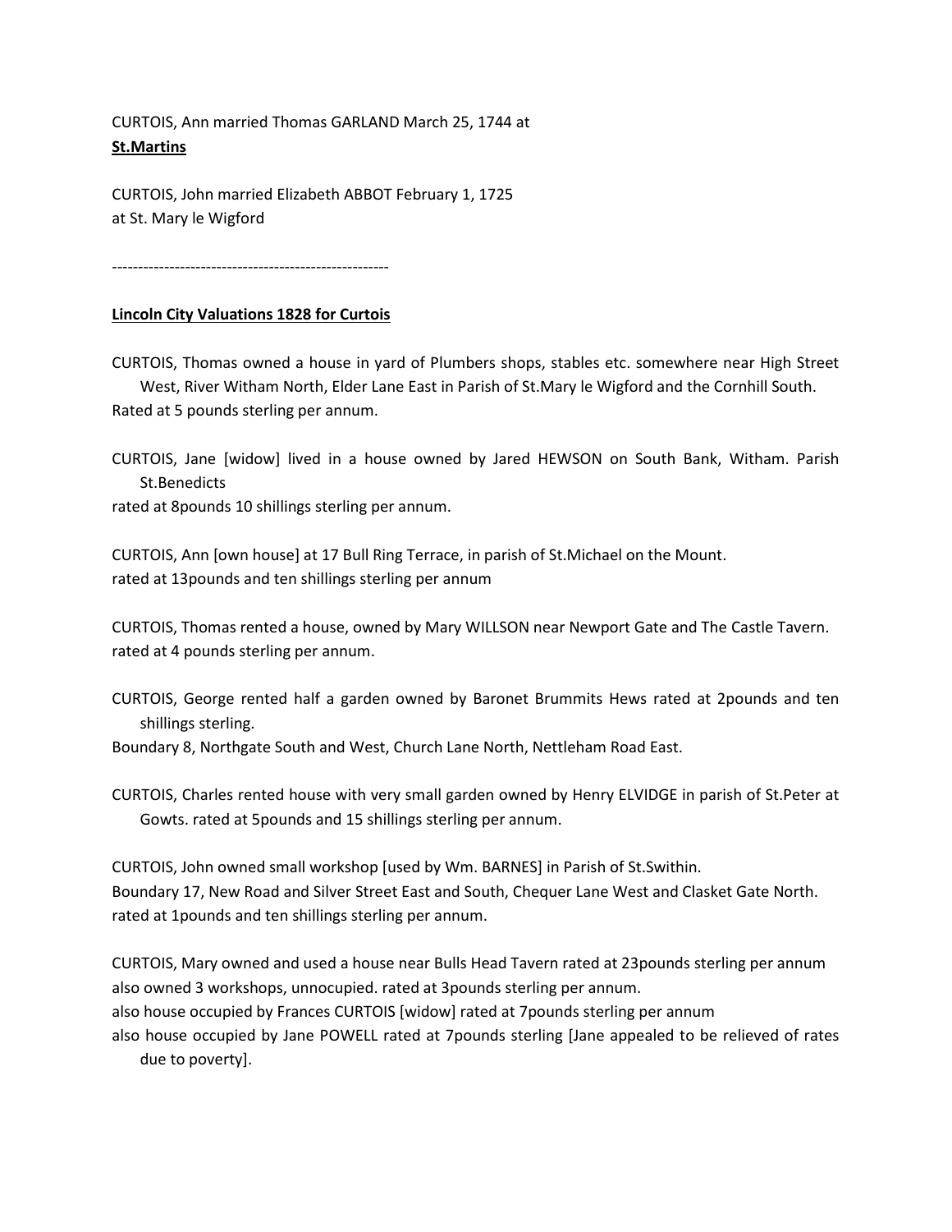CURTOIS, Ann married Thomas GARLAND March 25, 1744 at **St.Martins**

CURTOIS, John married Elizabeth ABBOT February 1, 1725 at St. Mary le Wigford

-----------------------------------------------------

**Lincoln City Valuations 1828 for Curtois**

CURTOIS, Thomas owned a house in yard of Plumbers shops, stables etc. somewhere near High Street West, River Witham North, Elder Lane East in Parish of St.Mary le Wigford and the Cornhill South. Rated at 5 pounds sterling per annum.

CURTOIS, Jane [widow] lived in a house owned by Jared HEWSON on South Bank, Witham. Parish St.Benedicts
rated at 8pounds 10 shillings sterling per annum.

CURTOIS, Ann [own house] at 17 Bull Ring Terrace, in parish of St.Michael on the Mount.
rated at 13pounds and ten shillings sterling per annum

CURTOIS, Thomas rented a house, owned by Mary WILLSON near Newport Gate and The Castle Tavern.
rated at 4 pounds sterling per annum.

CURTOIS, George rented half a garden owned by Baronet Brummits Hews rated at 2pounds and ten shillings sterling.
Boundary 8, Northgate South and West, Church Lane North, Nettleham Road East.

CURTOIS, Charles rented house with very small garden owned by Henry ELVIDGE in parish of St.Peter at Gowts. rated at 5pounds and 15 shillings sterling per annum.

CURTOIS, John owned small workshop [used by Wm. BARNES] in Parish of St.Swithin.
Boundary 17, New Road and Silver Street East and South, Chequer Lane West and Clasket Gate North.
rated at 1pounds and ten shillings sterling per annum.

CURTOIS, Mary owned and used a house near Bulls Head Tavern rated at 23pounds sterling per annum
also owned 3 workshops, unnocupied. rated at 3pounds sterling per annum.
also house occupied by Frances CURTOIS [widow] rated at 7pounds sterling per annum
also house occupied by Jane POWELL rated at 7pounds sterling [Jane appealed to be relieved of rates due to poverty].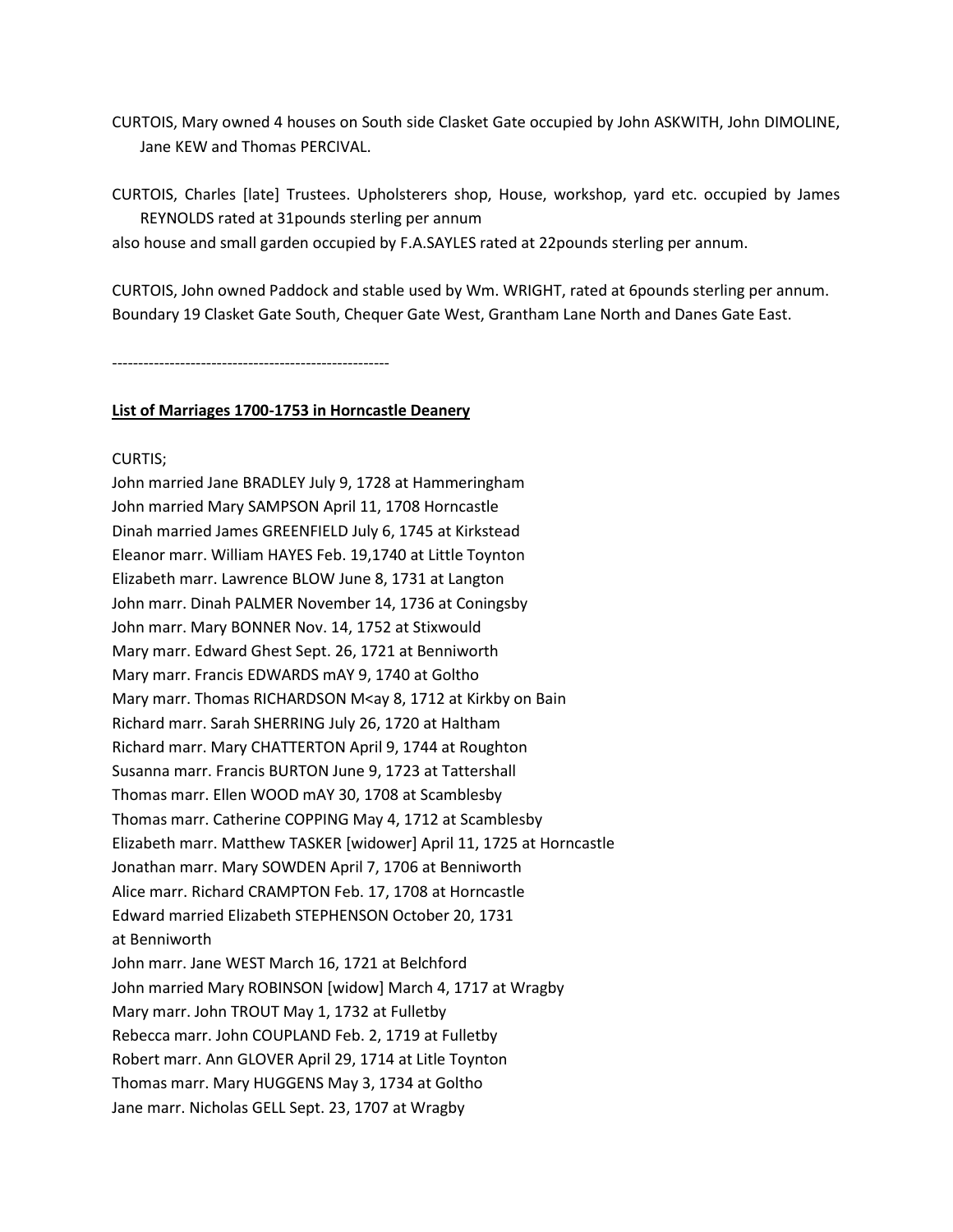CURTOIS, Mary owned 4 houses on South side Clasket Gate occupied by John ASKWITH, John DIMOLINE, Jane KEW and Thomas PERCIVAL.

CURTOIS, Charles [late] Trustees. Upholsterers shop, House, workshop, yard etc. occupied by James REYNOLDS rated at 31pounds sterling per annum
also house and small garden occupied by F.A.SAYLES rated at 22pounds sterling per annum.

CURTOIS, John owned Paddock and stable used by Wm. WRIGHT, rated at 6pounds sterling per annum.
Boundary 19 Clasket Gate South, Chequer Gate West, Grantham Lane North and Danes Gate East.

-----------------------------------------------------

**List of Marriages 1700-1753 in Horncastle Deanery**

CURTIS;
John married Jane BRADLEY July 9, 1728 at Hammeringham
John married Mary SAMPSON April 11, 1708 Horncastle
Dinah married James GREENFIELD July 6, 1745 at Kirkstead
Eleanor marr. William HAYES Feb. 19,1740 at Little Toynton
Elizabeth marr. Lawrence BLOW June 8, 1731 at Langton
John marr. Dinah PALMER November 14, 1736 at Coningsby
John marr. Mary BONNER Nov. 14, 1752 at Stixwould
Mary marr. Edward Ghest Sept. 26, 1721 at Benniworth
Mary marr. Francis EDWARDS mAY 9, 1740 at Goltho
Mary marr. Thomas RICHARDSON M<ay 8, 1712 at Kirkby on Bain
Richard marr. Sarah SHERRING July 26, 1720 at Haltham
Richard marr. Mary CHATTERTON April 9, 1744 at Roughton
Susanna marr. Francis BURTON June 9, 1723 at Tattershall
Thomas marr. Ellen WOOD mAY 30, 1708 at Scamblesby
Thomas marr. Catherine COPPING May 4, 1712 at Scamblesby
Elizabeth marr. Matthew TASKER [widower] April 11, 1725 at Horncastle
Jonathan marr. Mary SOWDEN April 7, 1706 at Benniworth
Alice marr. Richard CRAMPTON Feb. 17, 1708 at Horncastle
Edward married Elizabeth STEPHENSON October 20, 1731
at Benniworth
John marr. Jane WEST March 16, 1721 at Belchford
John married Mary ROBINSON [widow] March 4, 1717 at Wragby
Mary marr. John TROUT May 1, 1732 at Fulletby
Rebecca marr. John COUPLAND Feb. 2, 1719 at Fulletby
Robert marr. Ann GLOVER April 29, 1714 at Litle Toynton
Thomas marr. Mary HUGGENS May 3, 1734 at Goltho
Jane marr. Nicholas GELL Sept. 23, 1707 at Wragby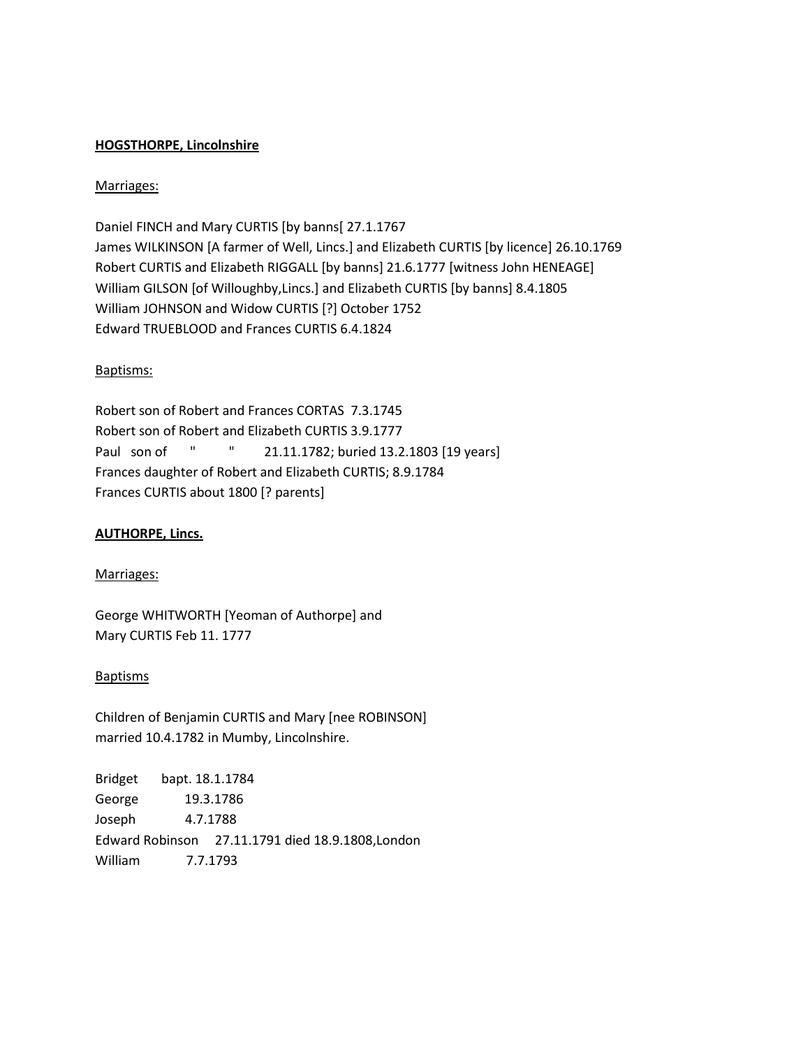**HOGSTHORPE, Lincolnshire**

Marriages:

Daniel FINCH and Mary CURTIS [by banns[ 27.1.1767
James WILKINSON [A farmer of Well, Lincs.] and Elizabeth CURTIS [by licence] 26.10.1769
Robert CURTIS and Elizabeth RIGGALL [by banns] 21.6.1777 [witness John HENEAGE]
William GILSON [of Willoughby,Lincs.] and Elizabeth CURTIS [by banns] 8.4.1805
William JOHNSON and Widow CURTIS [?] October 1752
Edward TRUEBLOOD and Frances CURTIS 6.4.1824

Baptisms:

Robert son of Robert and Frances CORTAS 7.3.1745
Robert son of Robert and Elizabeth CURTIS 3.9.1777
Paul son of " " 21.11.1782; buried 13.2.1803 [19 years]
Frances daughter of Robert and Elizabeth CURTIS; 8.9.1784
Frances CURTIS about 1800 [? parents]

**AUTHORPE, Lincs.**

Marriages:

George WHITWORTH [Yeoman of Authorpe] and
Mary CURTIS Feb 11. 1777

Baptisms

Children of Benjamin CURTIS and Mary [nee ROBINSON]
married 10.4.1782 in Mumby, Lincolnshire.

Bridget bapt. 18.1.1784
George 19.3.1786
Joseph 4.7.1788
Edward Robinson 27.11.1791 died 18.9.1808,London
William 7.7.1793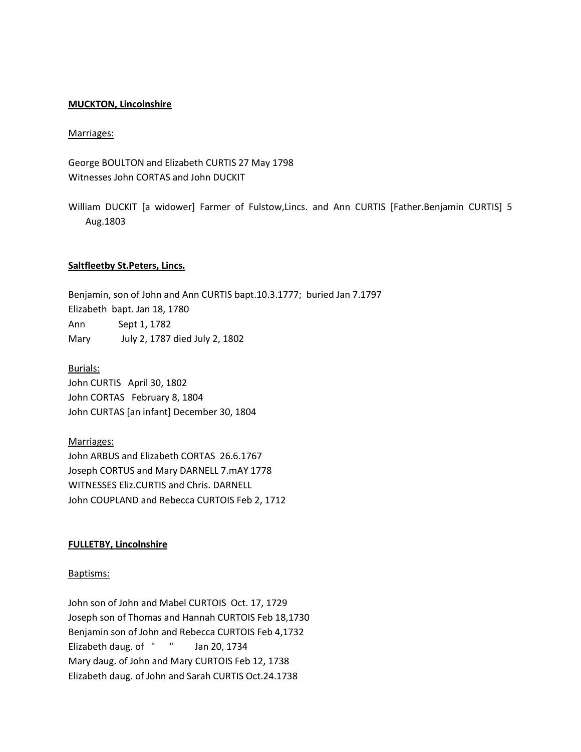**MUCKTON, Lincolnshire**

Marriages:

George BOULTON and Elizabeth CURTIS 27 May 1798
Witnesses John CORTAS and John DUCKIT

William DUCKIT [a widower] Farmer of Fulstow,Lincs. and Ann CURTIS [Father.Benjamin CURTIS] 5 Aug.1803

**Saltfleetby St.Peters, Lincs.**

Benjamin, son of John and Ann CURTIS bapt.10.3.1777; buried Jan 7.1797
Elizabeth bapt. Jan 18, 1780
Ann Sept 1, 1782
Mary July 2, 1787 died July 2, 1802

Burials:
John CURTIS April 30, 1802
John CORTAS February 8, 1804
John CURTAS [an infant] December 30, 1804

Marriages:
John ARBUS and Elizabeth CORTAS 26.6.1767
Joseph CORTUS and Mary DARNELL 7.mAY 1778
WITNESSES Eliz.CURTIS and Chris. DARNELL
John COUPLAND and Rebecca CURTOIS Feb 2, 1712

**FULLETBY, Lincolnshire**

Baptisms:

John son of John and Mabel CURTOIS Oct. 17, 1729
Joseph son of Thomas and Hannah CURTOIS Feb 18,1730
Benjamin son of John and Rebecca CURTOIS Feb 4,1732
Elizabeth daug. of " " Jan 20, 1734
Mary daug. of John and Mary CURTOIS Feb 12, 1738
Elizabeth daug. of John and Sarah CURTIS Oct.24.1738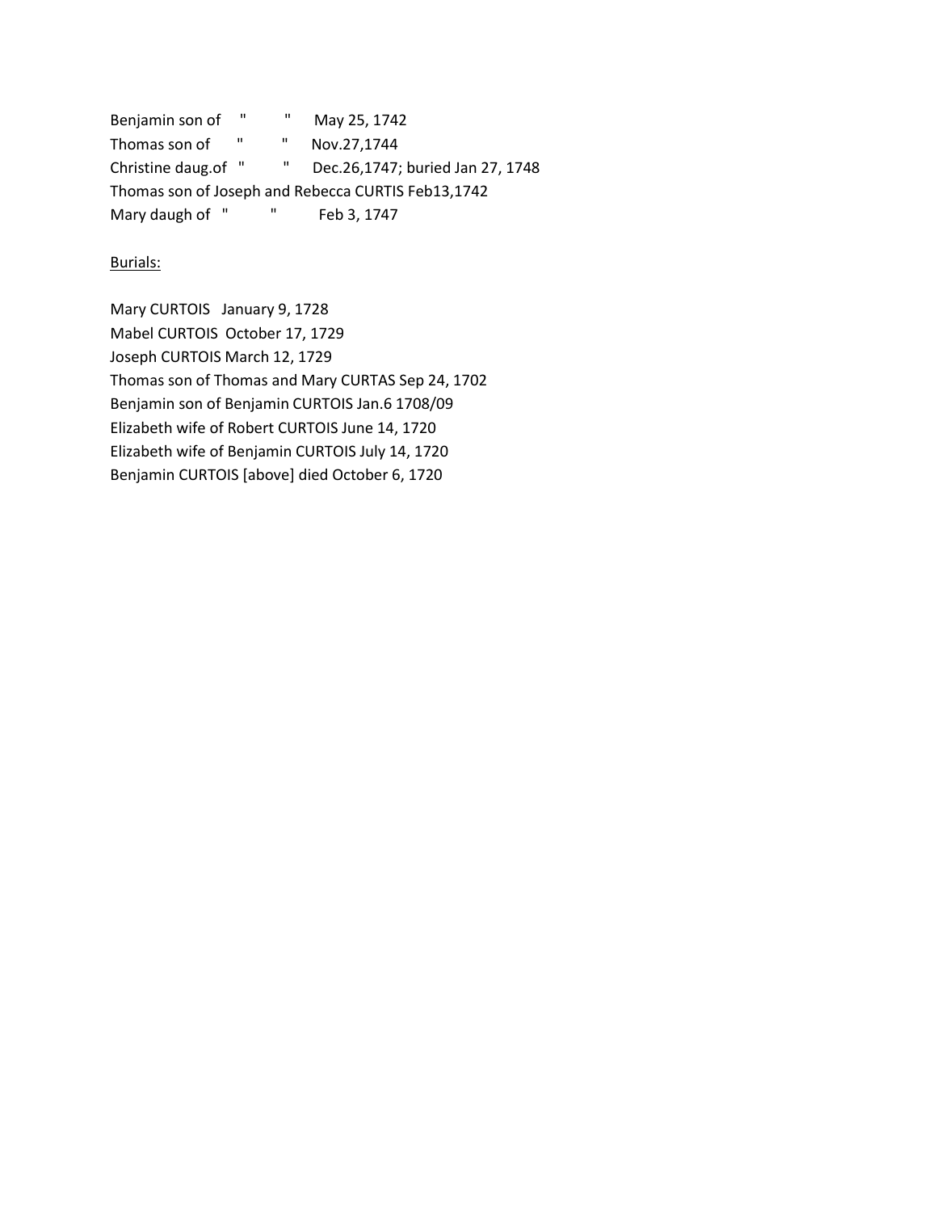Benjamin son of " " May 25, 1742
Thomas son of " " Nov.27,1744
Christine daug.of " " Dec.26,1747; buried Jan 27, 1748
Thomas son of Joseph and Rebecca CURTIS Feb13,1742
Mary daugh of " " Feb 3, 1747

<u>Burials:</u>

Mary CURTOIS January 9, 1728
Mabel CURTOIS October 17, 1729
Joseph CURTOIS March 12, 1729
Thomas son of Thomas and Mary CURTAS Sep 24, 1702
Benjamin son of Benjamin CURTOIS Jan.6 1708/09
Elizabeth wife of Robert CURTOIS June 14, 1720
Elizabeth wife of Benjamin CURTOIS July 14, 1720
Benjamin CURTOIS [above] died October 6, 1720